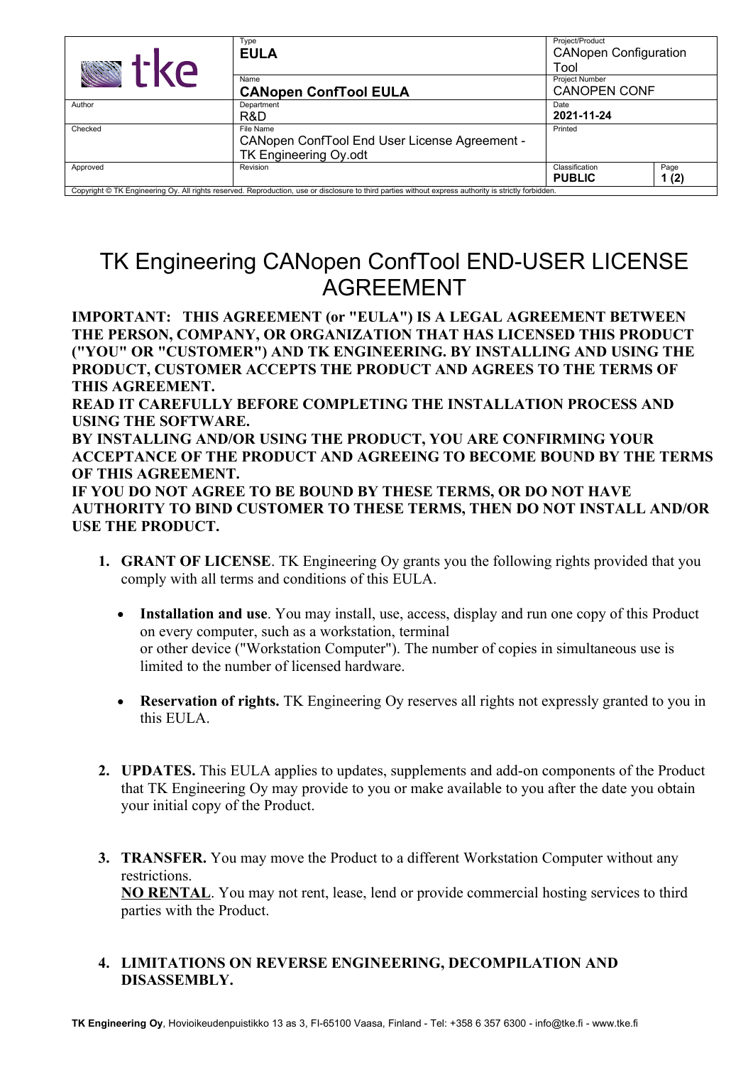| tke | Type<br>**EULA** | Project/Product<br>CANopen Configuration Tool | |
|---|---|---|---|
| | Name<br>**CANopen ConfTool EULA** | Project Number<br>CANOPEN CONF | |
| Author | Department<br>R&D | Date<br>**2021-11-24** | |
| Checked | File Name<br>CANopen ConfTool End User License Agreement - TK Engineering Oy.odt | Printed | |
| Approved | Revision | Classification<br>**PUBLIC** | Page<br>**1 (2)** |

Copyright © TK Engineering Oy. All rights reserved. Reproduction, use or disclosure to third parties without express authority is strictly forbidden.

# TK Engineering CANopen ConfTool END-USER LICENSE AGREEMENT

**IMPORTANT: THIS AGREEMENT (or "EULA") IS A LEGAL AGREEMENT BETWEEN THE PERSON, COMPANY, OR ORGANIZATION THAT HAS LICENSED THIS PRODUCT ("YOU" OR "CUSTOMER") AND TK ENGINEERING. BY INSTALLING AND USING THE PRODUCT, CUSTOMER ACCEPTS THE PRODUCT AND AGREES TO THE TERMS OF THIS AGREEMENT.**
**READ IT CAREFULLY BEFORE COMPLETING THE INSTALLATION PROCESS AND USING THE SOFTWARE.**
**BY INSTALLING AND/OR USING THE PRODUCT, YOU ARE CONFIRMING YOUR ACCEPTANCE OF THE PRODUCT AND AGREEING TO BECOME BOUND BY THE TERMS OF THIS AGREEMENT.**
**IF YOU DO NOT AGREE TO BE BOUND BY THESE TERMS, OR DO NOT HAVE AUTHORITY TO BIND CUSTOMER TO THESE TERMS, THEN DO NOT INSTALL AND/OR USE THE PRODUCT.**

1. **GRANT OF LICENSE**. TK Engineering Oy grants you the following rights provided that you comply with all terms and conditions of this EULA.

   - **Installation and use**. You may install, use, access, display and run one copy of this Product on every computer, such as a workstation, terminal or other device ("Workstation Computer"). The number of copies in simultaneous use is limited to the number of licensed hardware.

   - **Reservation of rights.** TK Engineering Oy reserves all rights not expressly granted to you in this EULA.

2. **UPDATES.** This EULA applies to updates, supplements and add-on components of the Product that TK Engineering Oy may provide to you or make available to you after the date you obtain your initial copy of the Product.

3. **TRANSFER.** You may move the Product to a different Workstation Computer without any restrictions.
   **NO RENTAL**. You may not rent, lease, lend or provide commercial hosting services to third parties with the Product.

4. **LIMITATIONS ON REVERSE ENGINEERING, DECOMPILATION AND DISASSEMBLY.**

**TK Engineering Oy**, Hovioikeudenpuistikko 13 as 3, FI-65100 Vaasa, Finland - Tel: +358 6 357 6300 - info@tke.fi - www.tke.fi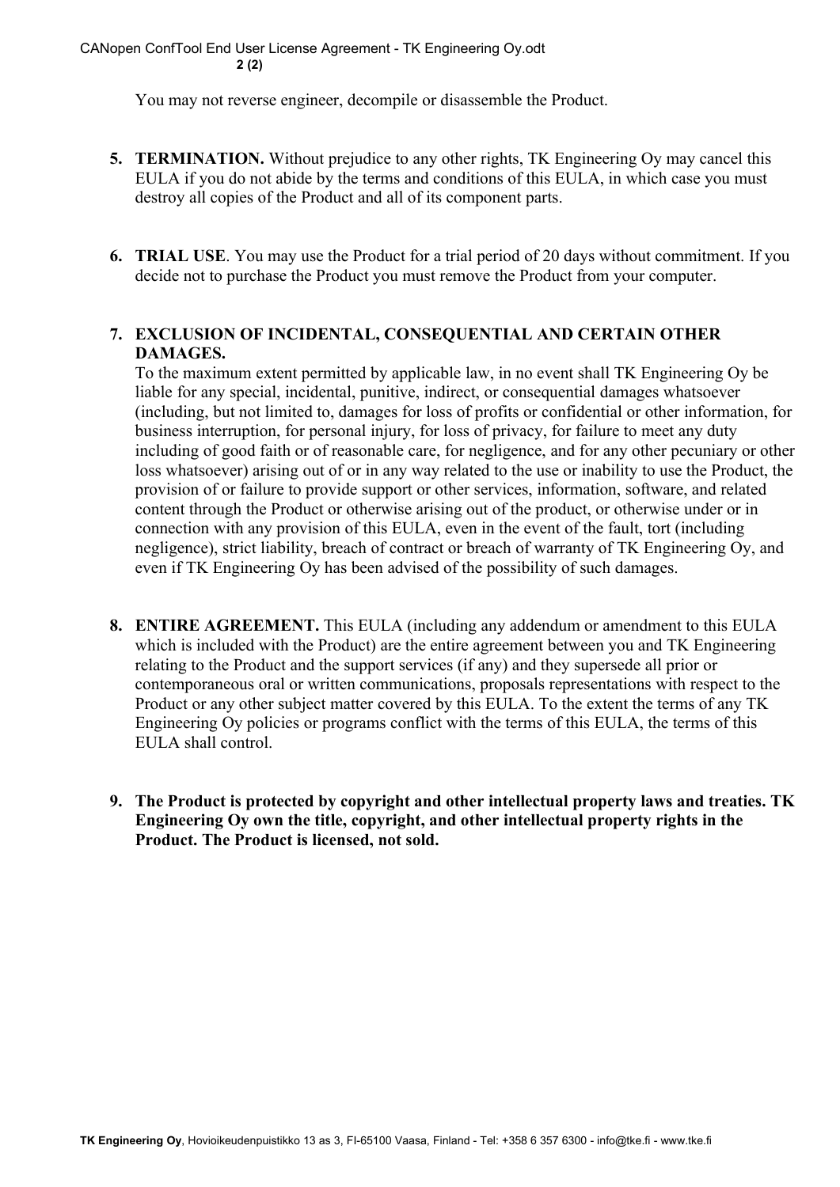You may not reverse engineer, decompile or disassemble the Product.

5. **TERMINATION.** Without prejudice to any other rights, TK Engineering Oy may cancel this EULA if you do not abide by the terms and conditions of this EULA, in which case you must destroy all copies of the Product and all of its component parts.

6. **TRIAL USE**. You may use the Product for a trial period of 20 days without commitment. If you decide not to purchase the Product you must remove the Product from your computer.

7. **EXCLUSION OF INCIDENTAL, CONSEQUENTIAL AND CERTAIN OTHER DAMAGES.**
   To the maximum extent permitted by applicable law, in no event shall TK Engineering Oy be liable for any special, incidental, punitive, indirect, or consequential damages whatsoever (including, but not limited to, damages for loss of profits or confidential or other information, for business interruption, for personal injury, for loss of privacy, for failure to meet any duty including of good faith or of reasonable care, for negligence, and for any other pecuniary or other loss whatsoever) arising out of or in any way related to the use or inability to use the Product, the provision of or failure to provide support or other services, information, software, and related content through the Product or otherwise arising out of the product, or otherwise under or in connection with any provision of this EULA, even in the event of the fault, tort (including negligence), strict liability, breach of contract or breach of warranty of TK Engineering Oy, and even if TK Engineering Oy has been advised of the possibility of such damages.

8. **ENTIRE AGREEMENT.** This EULA (including any addendum or amendment to this EULA which is included with the Product) are the entire agreement between you and TK Engineering relating to the Product and the support services (if any) and they supersede all prior or contemporaneous oral or written communications, proposals representations with respect to the Product or any other subject matter covered by this EULA. To the extent the terms of any TK Engineering Oy policies or programs conflict with the terms of this EULA, the terms of this EULA shall control.

9. **The Product is protected by copyright and other intellectual property laws and treaties. TK Engineering Oy own the title, copyright, and other intellectual property rights in the Product. The Product is licensed, not sold.**

**TK Engineering Oy**, Hovioikeudenpuistikko 13 as 3, FI-65100 Vaasa, Finland - Tel: +358 6 357 6300 - info@tke.fi - www.tke.fi